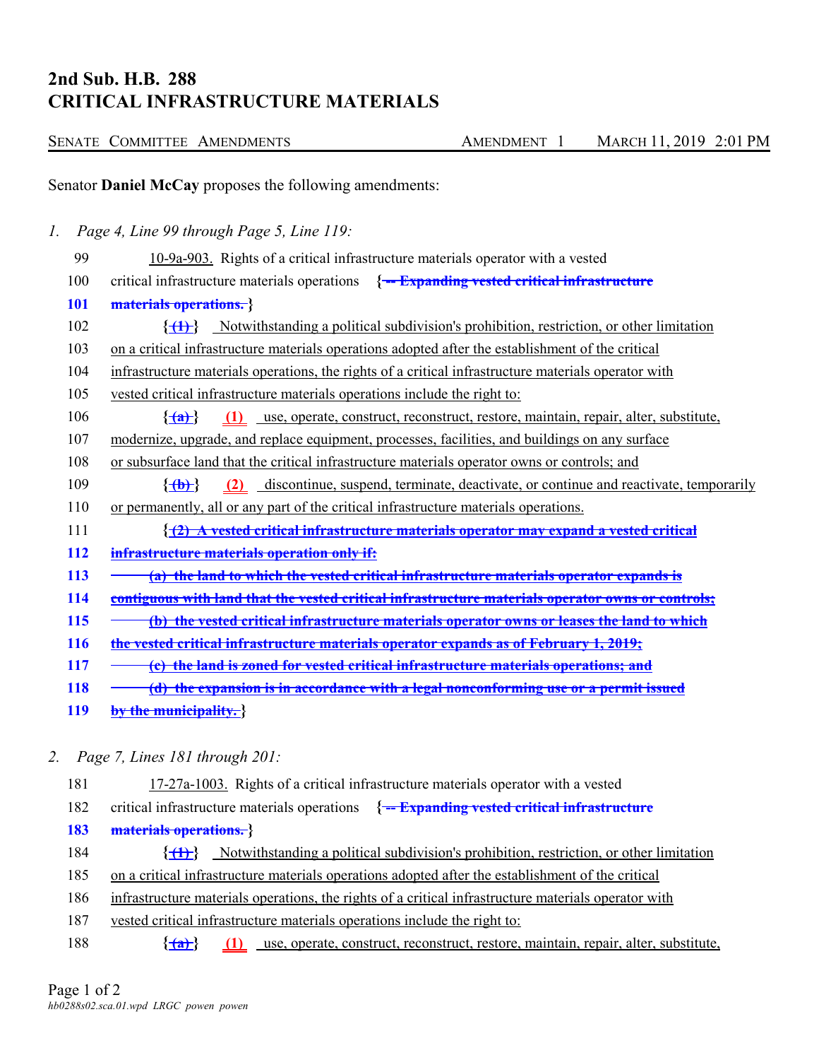# 2nd Sub. H.B. 288
# CRITICAL INFRASTRUCTURE MATERIALS

SENATE COMMITTEE AMENDMENTS — AMENDMENT 1 — MARCH 11, 2019 2:01 PM

Senator **Daniel McCay** proposes the following amendments:

1. *Page 4, Line 99 through Page 5, Line 119:*

99 10-9a-903. Rights of a critical infrastructure materials operator with a vested

100 critical infrastructure materials operations { ~~-- Expanding vested critical infrastructure~~

**101** ~~materials operations.~~ }

102 { ~~(1)~~ } Notwithstanding a political subdivision's prohibition, restriction, or other limitation

103 on a critical infrastructure materials operations adopted after the establishment of the critical

104 infrastructure materials operations, the rights of a critical infrastructure materials operator with

105 vested critical infrastructure materials operations include the right to:

106 { ~~(a)~~ } (1) use, operate, construct, reconstruct, restore, maintain, repair, alter, substitute,

107 modernize, upgrade, and replace equipment, processes, facilities, and buildings on any surface

108 or subsurface land that the critical infrastructure materials operator owns or controls; and

109 { ~~(b)~~ } (2) discontinue, suspend, terminate, deactivate, or continue and reactivate, temporarily

110 or permanently, all or any part of the critical infrastructure materials operations.

111 { ~~(2) A vested critical infrastructure materials operator may expand a vested critical~~

**112** ~~infrastructure materials operation only if:~~

**113** ~~(a) the land to which the vested critical infrastructure materials operator expands is~~

**114** ~~contiguous with land that the vested critical infrastructure materials operator owns or controls;~~

**115** ~~(b) the vested critical infrastructure materials operator owns or leases the land to which~~

**116** ~~the vested critical infrastructure materials operator expands as of February 1, 2019;~~

**117** ~~(c) the land is zoned for vested critical infrastructure materials operations; and~~

**118** ~~(d) the expansion is in accordance with a legal nonconforming use or a permit issued~~

**119** ~~by the municipality.~~ }

2. *Page 7, Lines 181 through 201:*

181 17-27a-1003. Rights of a critical infrastructure materials operator with a vested

182 critical infrastructure materials operations { ~~-- Expanding vested critical infrastructure~~

**183** ~~materials operations.~~ }

184 { ~~(1)~~ } Notwithstanding a political subdivision's prohibition, restriction, or other limitation

185 on a critical infrastructure materials operations adopted after the establishment of the critical

186 infrastructure materials operations, the rights of a critical infrastructure materials operator with

187 vested critical infrastructure materials operations include the right to:

188 { ~~(a)~~ } (1) use, operate, construct, reconstruct, restore, maintain, repair, alter, substitute,

*hb0288s02.sca.01.wpd LRGC powen powen*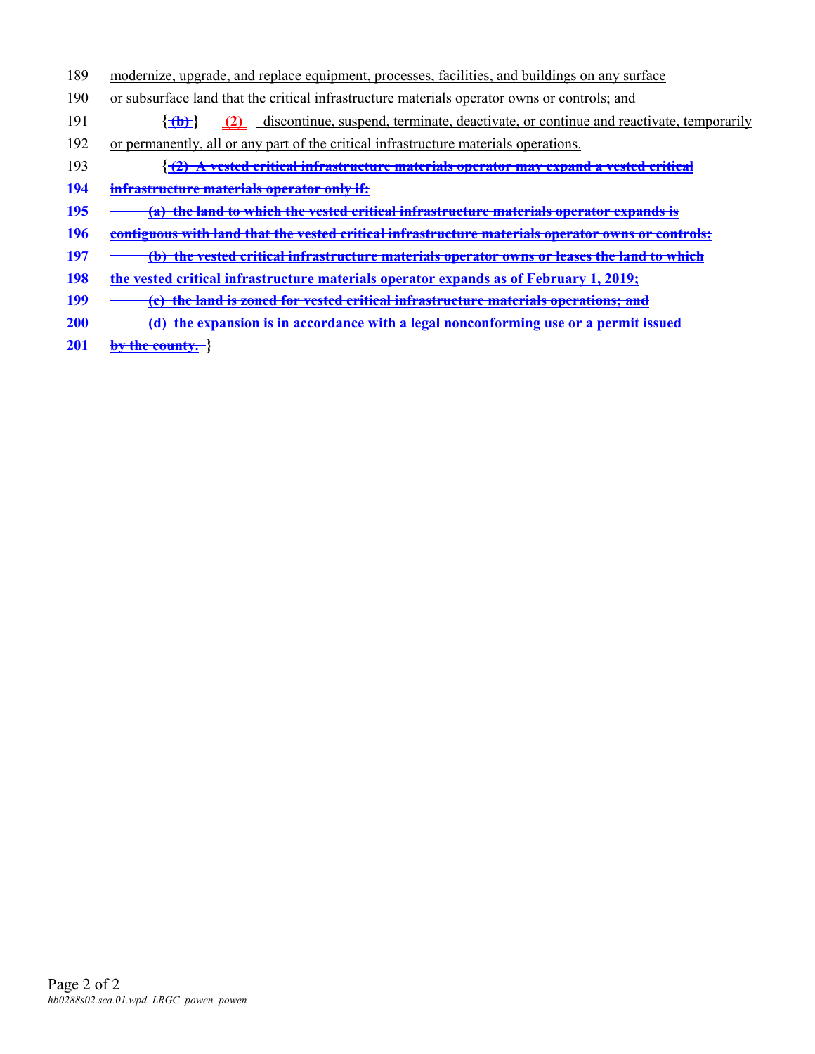189 modernize, upgrade, and replace equipment, processes, facilities, and buildings on any surface

190 or subsurface land that the critical infrastructure materials operator owns or controls; and

191 {~~(b)~~} (2) discontinue, suspend, terminate, deactivate, or continue and reactivate, temporarily

192 or permanently, all or any part of the critical infrastructure materials operations.

193 {~~**(2) A vested critical infrastructure materials operator may expand a vested critical**~~

194 ~~**infrastructure materials operator only if:**~~

195 ~~**(a) the land to which the vested critical infrastructure materials operator expands is**~~

196 ~~**contiguous with land that the vested critical infrastructure materials operator owns or controls;**~~

197 ~~**(b) the vested critical infrastructure materials operator owns or leases the land to which**~~

198 ~~**the vested critical infrastructure materials operator expands as of February 1, 2019;**~~

199 ~~**(c) the land is zoned for vested critical infrastructure materials operations; and**~~

200 ~~**(d) the expansion is in accordance with a legal nonconforming use or a permit issued**~~

201 ~~**by the county.**~~ }

*hb0288s02.sca.01.wpd LRGC powen powen*